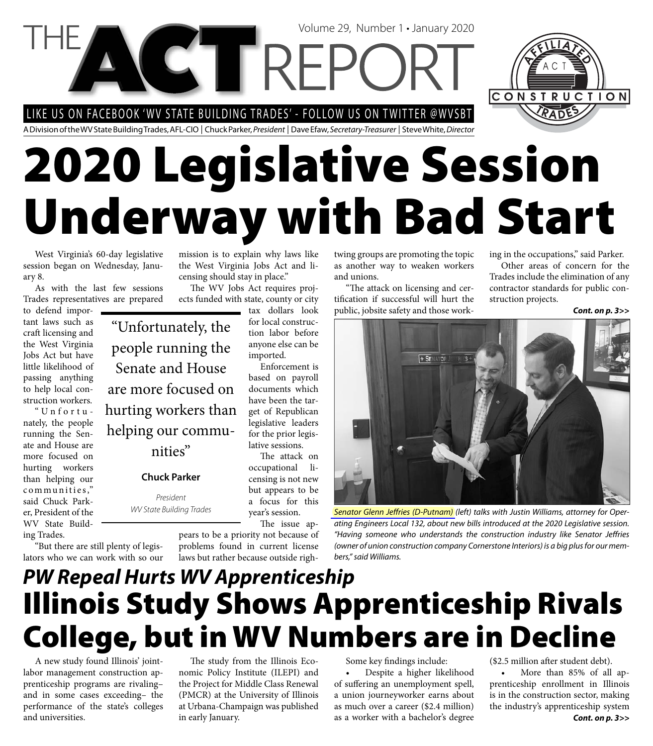# THE ACT REPORT

Volume 29, Number 1 • January 2020

LIKE US ON FACEBOOK 'WV STATE BUILDING TRADES' - FOLLOW US ON TWITTER @WVSBT

A Division of the WV State Building Trades, AFL-CIO | Chuck Parker, *President* | Dave Efaw, *Secretary-Treasurer* | Steve White, *Director*

# 2020 Legislative Session Underway with Bad Start

West Virginia's 60-day legislative session began on Wednesday, January 8.

As with the last few sessions Trades representatives are prepared to defend important laws such as craft licensing and the West Virginia Jobs Act but have little likelihood of passing anything to help local construction workers.

"Unfortunately, the people running the Senate and House are more focused on hurting workers than helping our communities," said Chuck Parker, President of the WV State Building Trades.

"But there are still plenty of legislators who we can work with so our mission is to explain why laws like the West Virginia Jobs Act and licensing should stay in place."

> "Unfortunately, the people running the Senate and House are more focused on hurting workers than helping our communities"
>
> **Chuck Parker**
>
> *President*
> *WV State Building Trades*

The WV Jobs Act requires projects funded with state, county or city tax dollars look for local construction labor before anyone else can be imported.

Enforcement is based on payroll documents which have been the target of Republican legislative leaders for the prior legislative sessions.

The attack on occupational licensing is not new but appears to be a focus for this year's session.

The issue appears to be a priority not because of problems found in current license laws but rather because outside rightwing groups are promoting the topic as another way to weaken workers and unions.

"The attack on licensing and certification if successful will hurt the public, jobsite safety and those working in the occupations," said Parker.

Other areas of concern for the Trades include the elimination of any contractor standards for public construction projects.

***Cont. on p. 3>>***

*Senator Glenn Jeffries (D-Putnam) (left) talks with Justin Williams, attorney for Operating Engineers Local 132, about new bills introduced at the 2020 Legislative session. "Having someone who understands the construction industry like Senator Jeffries (owner of union construction company Cornerstone Interiors) is a big plus for our members," said Williams.*

## *PW Repeal Hurts WV Apprenticeship*

# Illinois Study Shows Apprenticeship Rivals College, but in WV Numbers are in Decline

A new study found Illinois' joint-labor management construction apprenticeship programs are rivaling– and in some cases exceeding– the performance of the state's colleges and universities.

The study from the Illinois Economic Policy Institute (ILEPI) and the Project for Middle Class Renewal (PMCR) at the University of Illinois at Urbana-Champaign was published in early January.

Some key findings include:

- Despite a higher likelihood of suffering an unemployment spell, a union journeyworker earns about as much over a career ($2.4 million) as a worker with a bachelor's degree ($2.5 million after student debt).
- More than 85% of all apprenticeship enrollment in Illinois is in the construction sector, making the industry's apprenticeship system

***Cont. on p. 3>>***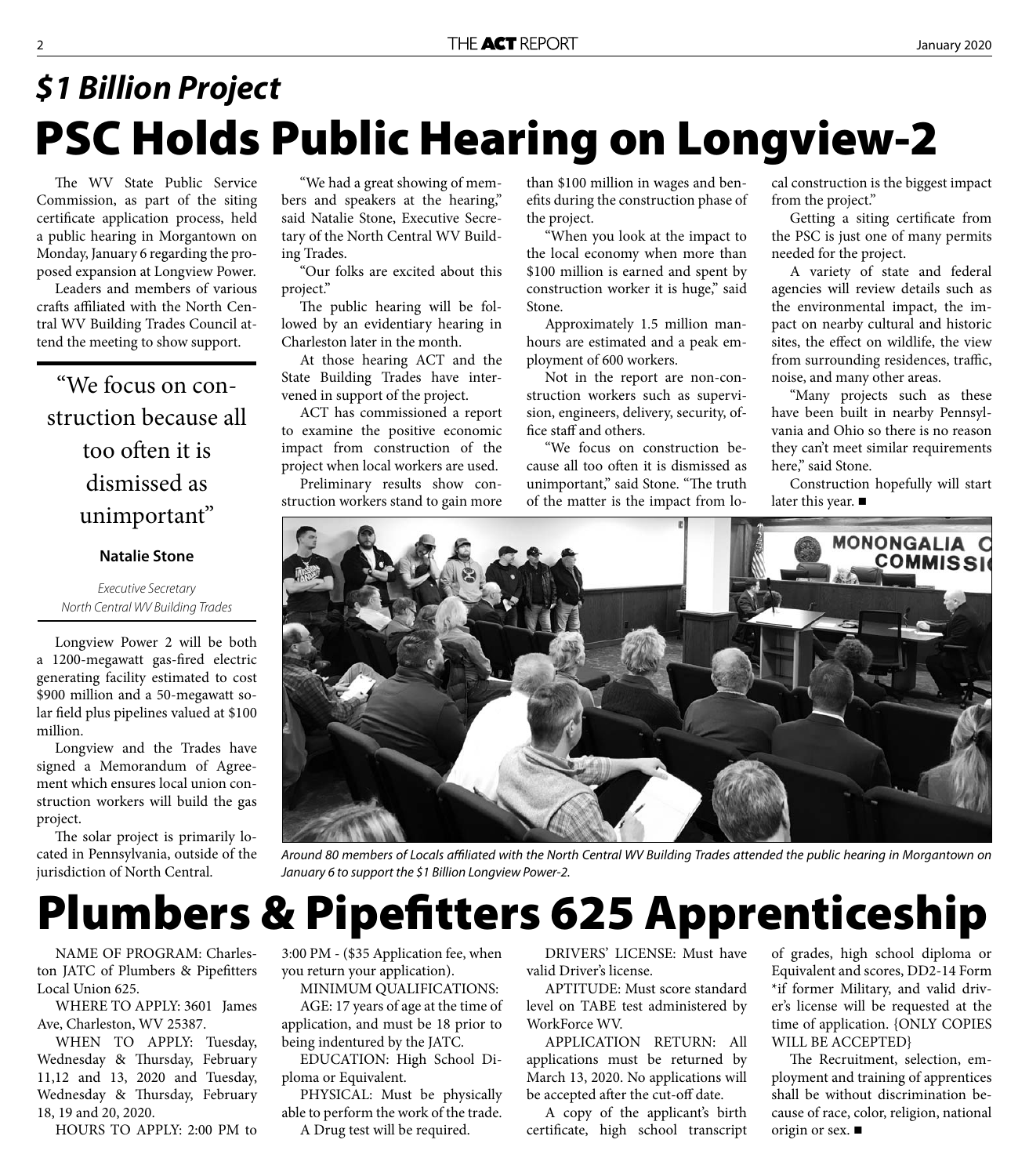## *$1 Billion Project*

# PSC Holds Public Hearing on Longview-2

The WV State Public Service Commission, as part of the siting certificate application process, held a public hearing in Morgantown on Monday, January 6 regarding the proposed expansion at Longview Power.

Leaders and members of various crafts affiliated with the North Central WV Building Trades Council attend the meeting to show support.

> "We focus on construction because all too often it is dismissed as unimportant"
>
> **Natalie Stone**
>
> *Executive Secretary North Central WV Building Trades*

Longview Power 2 will be both a 1200-megawatt gas-fired electric generating facility estimated to cost $900 million and a 50-megawatt solar field plus pipelines valued at $100 million.

Longview and the Trades have signed a Memorandum of Agreement which ensures local union construction workers will build the gas project.

The solar project is primarily located in Pennsylvania, outside of the jurisdiction of North Central.

"We had a great showing of members and speakers at the hearing," said Natalie Stone, Executive Secretary of the North Central WV Building Trades.

"Our folks are excited about this project."

The public hearing will be followed by an evidentiary hearing in Charleston later in the month.

At those hearing ACT and the State Building Trades have intervened in support of the project.

ACT has commissioned a report to examine the positive economic impact from construction of the project when local workers are used.

Preliminary results show construction workers stand to gain more than $100 million in wages and benefits during the construction phase of the project.

"When you look at the impact to the local economy when more than $100 million is earned and spent by construction worker it is huge," said Stone.

Approximately 1.5 million man-hours are estimated and a peak employment of 600 workers.

Not in the report are non-construction workers such as supervision, engineers, delivery, security, office staff and others.

"We focus on construction because all too often it is dismissed as unimportant," said Stone. "The truth of the matter is the impact from local construction is the biggest impact from the project."

Getting a siting certificate from the PSC is just one of many permits needed for the project.

A variety of state and federal agencies will review details such as the environmental impact, the impact on nearby cultural and historic sites, the effect on wildlife, the view from surrounding residences, traffic, noise, and many other areas.

"Many projects such as these have been built in nearby Pennsylvania and Ohio so there is no reason they can't meet similar requirements here," said Stone.

Construction hopefully will start later this year. ■

*Around 80 members of Locals affiliated with the North Central WV Building Trades attended the public hearing in Morgantown on January 6 to support the $1 Billion Longview Power-2.*

# Plumbers & Pipefitters 625 Apprenticeship

NAME OF PROGRAM: Charleston JATC of Plumbers & Pipefitters Local Union 625.

WHERE TO APPLY: 3601 James Ave, Charleston, WV 25387.

WHEN TO APPLY: Tuesday, Wednesday & Thursday, February 11,12 and 13, 2020 and Tuesday, Wednesday & Thursday, February 18, 19 and 20, 2020.

HOURS TO APPLY: 2:00 PM to 3:00 PM - ($35 Application fee, when you return your application).

MINIMUM QUALIFICATIONS:

AGE: 17 years of age at the time of application, and must be 18 prior to being indentured by the JATC.

EDUCATION: High School Diploma or Equivalent.

PHYSICAL: Must be physically able to perform the work of the trade.

A Drug test will be required.

DRIVERS' LICENSE: Must have valid Driver's license.

APTITUDE: Must score standard level on TABE test administered by WorkForce WV.

APPLICATION RETURN: All applications must be returned by March 13, 2020. No applications will be accepted after the cut-off date.

A copy of the applicant's birth certificate, high school transcript of grades, high school diploma or Equivalent and scores, DD2-14 Form *if former Military, and valid driver's license will be requested at the time of application. {ONLY COPIES WILL BE ACCEPTED}

The Recruitment, selection, employment and training of apprentices shall be without discrimination because of race, color, religion, national origin or sex. ■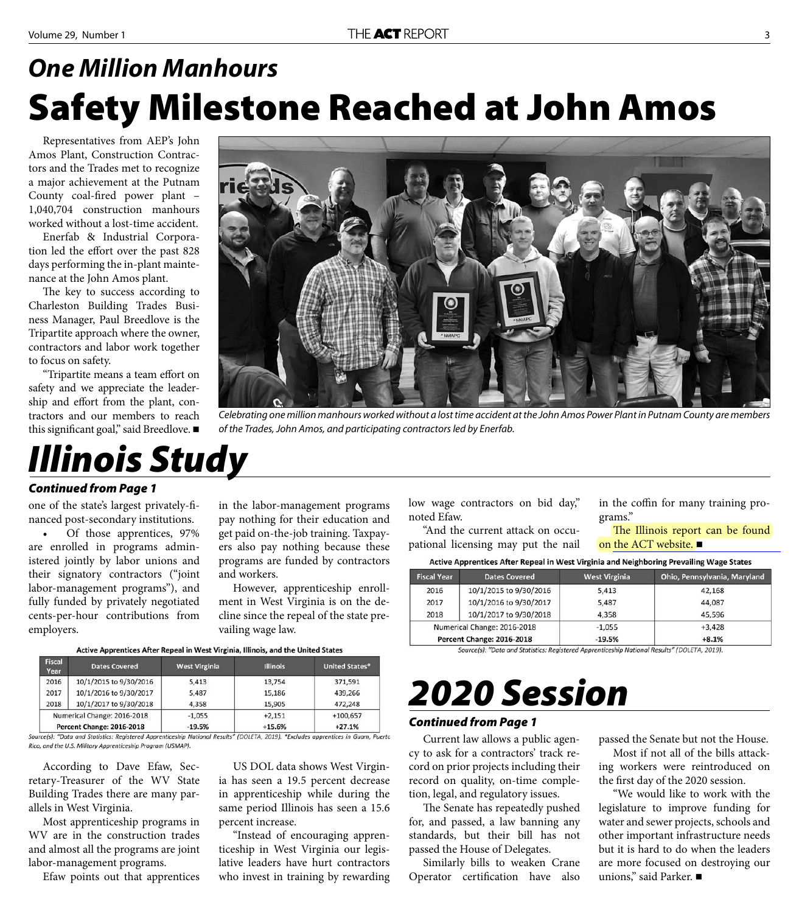## *One Million Manhours*

# Safety Milestone Reached at John Amos

Representatives from AEP's John Amos Plant, Construction Contractors and the Trades met to recognize a major achievement at the Putnam County coal-fired power plant – 1,040,704 construction manhours worked without a lost-time accident.

Enerfab & Industrial Corporation led the effort over the past 828 days performing the in-plant maintenance at the John Amos plant.

The key to success according to Charleston Building Trades Business Manager, Paul Breedlove is the Tripartite approach where the owner, contractors and labor work together to focus on safety.

"Tripartite means a team effort on safety and we appreciate the leadership and effort from the plant, contractors and our members to reach this significant goal," said Breedlove. ■

*Celebrating one million manhours worked without a lost time accident at the John Amos Power Plant in Putnam County are members of the Trades, John Amos, and participating contractors led by Enerfab.*

# *Illinois Study*

***Continued from Page 1***

one of the state's largest privately-financed post-secondary institutions.

- Of those apprentices, 97% are enrolled in programs administered jointly by labor unions and their signatory contractors ("joint labor-management programs"), and fully funded by privately negotiated cents-per-hour contributions from employers.

in the labor-management programs pay nothing for their education and get paid on-the-job training. Taxpayers also pay nothing because these programs are funded by contractors and workers.

However, apprenticeship enrollment in West Virginia is on the decline since the repeal of the state prevailing wage law.

**Active Apprentices After Repeal in West Virginia, Illinois, and the United States**

| Fiscal Year | Dates Covered | West Virginia | Illinois | United States* |
|---|---|---|---|---|
| 2016 | 10/1/2015 to 9/30/2016 | 5,413 | 13,754 | 371,591 |
| 2017 | 10/1/2016 to 9/30/2017 | 5,487 | 15,186 | 439,266 |
| 2018 | 10/1/2017 to 9/30/2018 | 4,358 | 15,905 | 472,248 |
| Numerical Change: 2016-2018 | | -1,055 | +2,151 | +100,657 |
| **Percent Change: 2016-2018** | | **-19.5%** | **+15.6%** | **+27.1%** |

*Source(s): "Data and Statistics: Registered Apprenticeship National Results" (DOLETA, 2019). \*Excludes apprentices in Guam, Puerto Rico, and the U.S. Military Apprenticeship Program (USMAP).*

According to Dave Efaw, Secretary-Treasurer of the WV State Building Trades there are many parallels in West Virginia.

Most apprenticeship programs in WV are in the construction trades and almost all the programs are joint labor-management programs.

Efaw points out that apprentices

US DOL data shows West Virginia has seen a 19.5 percent decrease in apprenticeship while during the same period Illinois has seen a 15.6 percent increase.

"Instead of encouraging apprenticeship in West Virginia our legislative leaders have hurt contractors who invest in training by rewarding low wage contractors on bid day," noted Efaw.

"And the current attack on occupational licensing may put the nail in the coffin for many training programs."

The Illinois report can be found on the ACT website. ■

**Active Apprentices After Repeal in West Virginia and Neighboring Prevailing Wage States**

| Fiscal Year | Dates Covered | West Virginia | Ohio, Pennsylvania, Maryland |
|---|---|---|---|
| 2016 | 10/1/2015 to 9/30/2016 | 5,413 | 42,168 |
| 2017 | 10/1/2016 to 9/30/2017 | 5,487 | 44,087 |
| 2018 | 10/1/2017 to 9/30/2018 | 4,358 | 45,596 |
| Numerical Change: 2016-2018 | | -1,055 | +3,428 |
| **Percent Change: 2016-2018** | | **-19.5%** | **+8.1%** |

*Source(s): "Data and Statistics: Registered Apprenticeship National Results" (DOLETA, 2019).*

# *2020 Session*

***Continued from Page 1***

Current law allows a public agency to ask for a contractors' track record on prior projects including their record on quality, on-time completion, legal, and regulatory issues.

The Senate has repeatedly pushed for, and passed, a law banning any standards, but their bill has not passed the House of Delegates.

Similarly bills to weaken Crane Operator certification have also passed the Senate but not the House.

Most if not all of the bills attacking workers were reintroduced on the first day of the 2020 session.

"We would like to work with the legislature to improve funding for water and sewer projects, schools and other important infrastructure needs but it is hard to do when the leaders are more focused on destroying our unions," said Parker. ■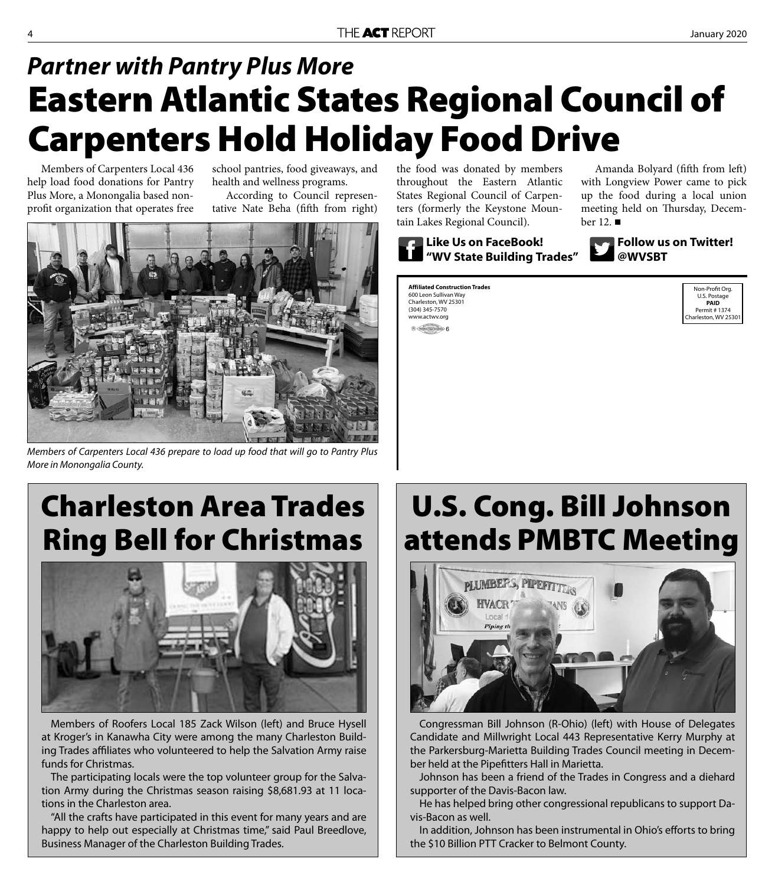## *Partner with Pantry Plus More*

# Eastern Atlantic States Regional Council of Carpenters Hold Holiday Food Drive

Members of Carpenters Local 436 help load food donations for Pantry Plus More, a Monongalia based non-profit organization that operates free school pantries, food giveaways, and health and wellness programs.

According to Council representative Nate Beha (fifth from right) the food was donated by members throughout the Eastern Atlantic States Regional Council of Carpenters (formerly the Keystone Mountain Lakes Regional Council).

Amanda Bolyard (fifth from left) with Longview Power came to pick up the food during a local union meeting held on Thursday, December 12. ■

*Members of Carpenters Local 436 prepare to load up food that will go to Pantry Plus More in Monongalia County.*

**Like Us on FaceBook! "WV State Building Trades"**

**Follow us on Twitter! @WVSBT**

**Affiliated Construction Trades**
600 Leon Sullivan Way
Charleston, WV 25301
(304) 345-7570
www.actwv.org

Non-Profit Org.
U.S. Postage
**PAID**
Permit # 1374
Charleston, WV 25301

# Charleston Area Trades Ring Bell for Christmas

Members of Roofers Local 185 Zack Wilson (left) and Bruce Hysell at Kroger's in Kanawha City were among the many Charleston Building Trades affiliates who volunteered to help the Salvation Army raise funds for Christmas.

The participating locals were the top volunteer group for the Salvation Army during the Christmas season raising $8,681.93 at 11 locations in the Charleston area.

"All the crafts have participated in this event for many years and are happy to help out especially at Christmas time," said Paul Breedlove, Business Manager of the Charleston Building Trades.

# U.S. Cong. Bill Johnson attends PMBTC Meeting

Congressman Bill Johnson (R-Ohio) (left) with House of Delegates Candidate and Millwright Local 443 Representative Kerry Murphy at the Parkersburg-Marietta Building Trades Council meeting in December held at the Pipefitters Hall in Marietta.

Johnson has been a friend of the Trades in Congress and a diehard supporter of the Davis-Bacon law.

He has helped bring other congressional republicans to support Davis-Bacon as well.

In addition, Johnson has been instrumental in Ohio's efforts to bring the $10 Billion PTT Cracker to Belmont County.